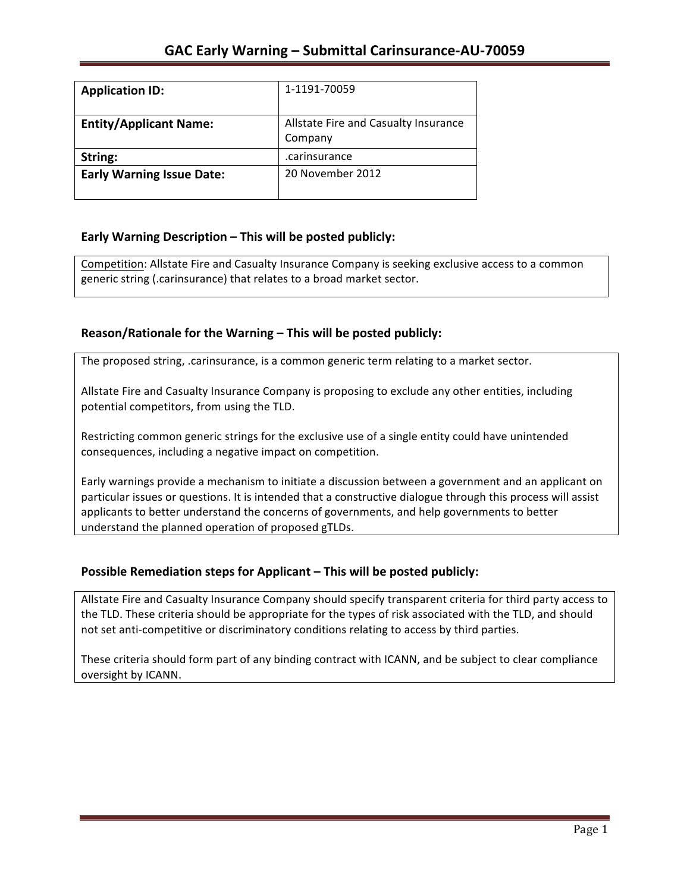# GAC Early Warning – Submittal Carinsurance-AU-70059

| | |
|---|---|
| **Application ID:** | 1-1191-70059 |
| **Entity/Applicant Name:** | Allstate Fire and Casualty Insurance Company |
| **String:** | .carinsurance |
| **Early Warning Issue Date:** | 20 November 2012 |

## Early Warning Description – This will be posted publicly:

Competition: Allstate Fire and Casualty Insurance Company is seeking exclusive access to a common generic string (.carinsurance) that relates to a broad market sector.

## Reason/Rationale for the Warning – This will be posted publicly:

The proposed string, .carinsurance, is a common generic term relating to a market sector.

Allstate Fire and Casualty Insurance Company is proposing to exclude any other entities, including potential competitors, from using the TLD.

Restricting common generic strings for the exclusive use of a single entity could have unintended consequences, including a negative impact on competition.

Early warnings provide a mechanism to initiate a discussion between a government and an applicant on particular issues or questions. It is intended that a constructive dialogue through this process will assist applicants to better understand the concerns of governments, and help governments to better understand the planned operation of proposed gTLDs.

## Possible Remediation steps for Applicant – This will be posted publicly:

Allstate Fire and Casualty Insurance Company should specify transparent criteria for third party access to the TLD. These criteria should be appropriate for the types of risk associated with the TLD, and should not set anti-competitive or discriminatory conditions relating to access by third parties.

These criteria should form part of any binding contract with ICANN, and be subject to clear compliance oversight by ICANN.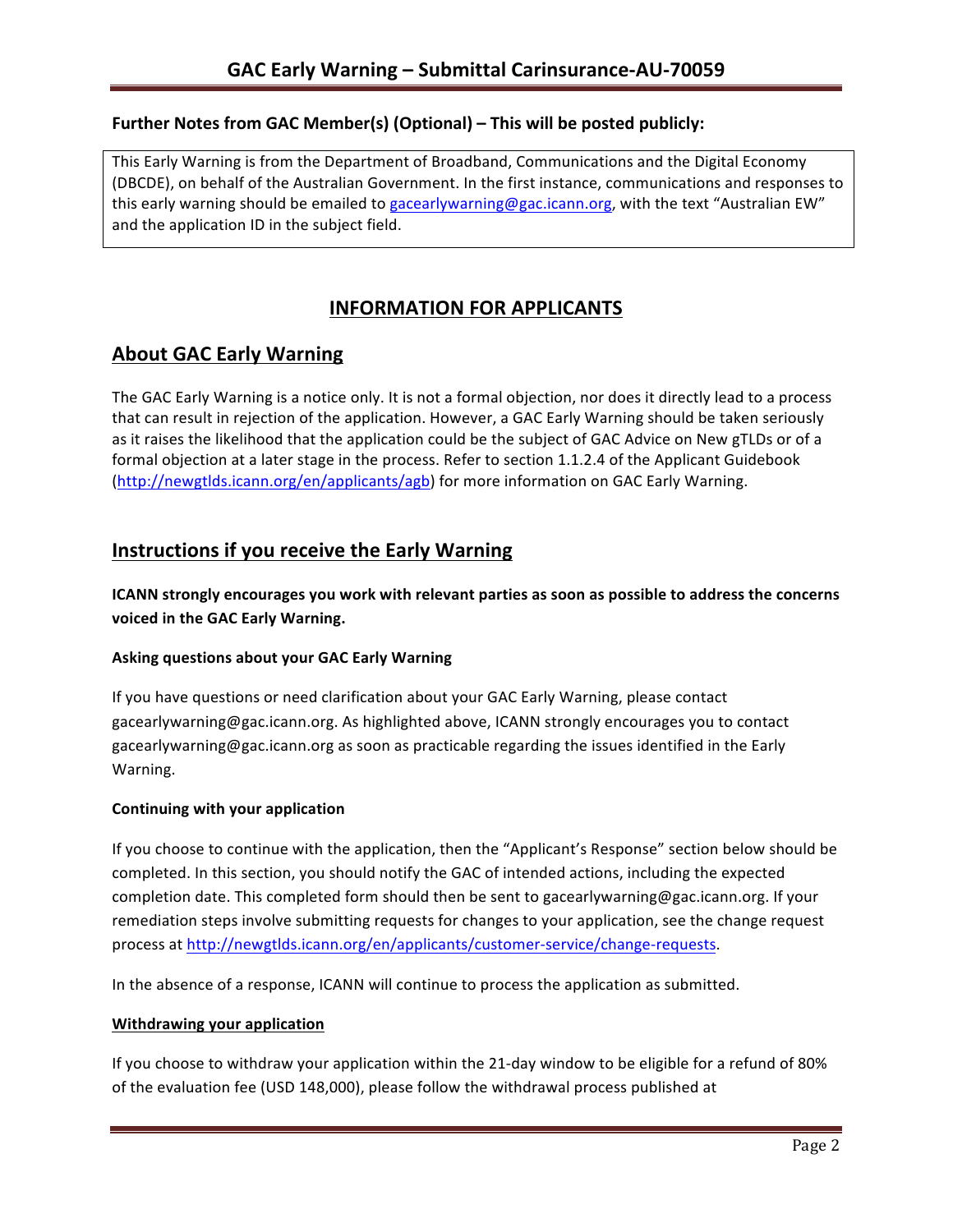## Further Notes from GAC Member(s) (Optional) – This will be posted publicly:

This Early Warning is from the Department of Broadband, Communications and the Digital Economy (DBCDE), on behalf of the Australian Government. In the first instance, communications and responses to this early warning should be emailed to gacearlywarning@gac.icann.org, with the text "Australian EW" and the application ID in the subject field.

# INFORMATION FOR APPLICANTS

## About GAC Early Warning

The GAC Early Warning is a notice only. It is not a formal objection, nor does it directly lead to a process that can result in rejection of the application. However, a GAC Early Warning should be taken seriously as it raises the likelihood that the application could be the subject of GAC Advice on New gTLDs or of a formal objection at a later stage in the process. Refer to section 1.1.2.4 of the Applicant Guidebook (http://newgtlds.icann.org/en/applicants/agb) for more information on GAC Early Warning.

## Instructions if you receive the Early Warning

**ICANN strongly encourages you work with relevant parties as soon as possible to address the concerns voiced in the GAC Early Warning.**

### Asking questions about your GAC Early Warning

If you have questions or need clarification about your GAC Early Warning, please contact gacearlywarning@gac.icann.org. As highlighted above, ICANN strongly encourages you to contact gacearlywarning@gac.icann.org as soon as practicable regarding the issues identified in the Early Warning.

### Continuing with your application

If you choose to continue with the application, then the "Applicant's Response" section below should be completed. In this section, you should notify the GAC of intended actions, including the expected completion date. This completed form should then be sent to gacearlywarning@gac.icann.org. If your remediation steps involve submitting requests for changes to your application, see the change request process at http://newgtlds.icann.org/en/applicants/customer-service/change-requests.

In the absence of a response, ICANN will continue to process the application as submitted.

### Withdrawing your application

If you choose to withdraw your application within the 21-day window to be eligible for a refund of 80% of the evaluation fee (USD 148,000), please follow the withdrawal process published at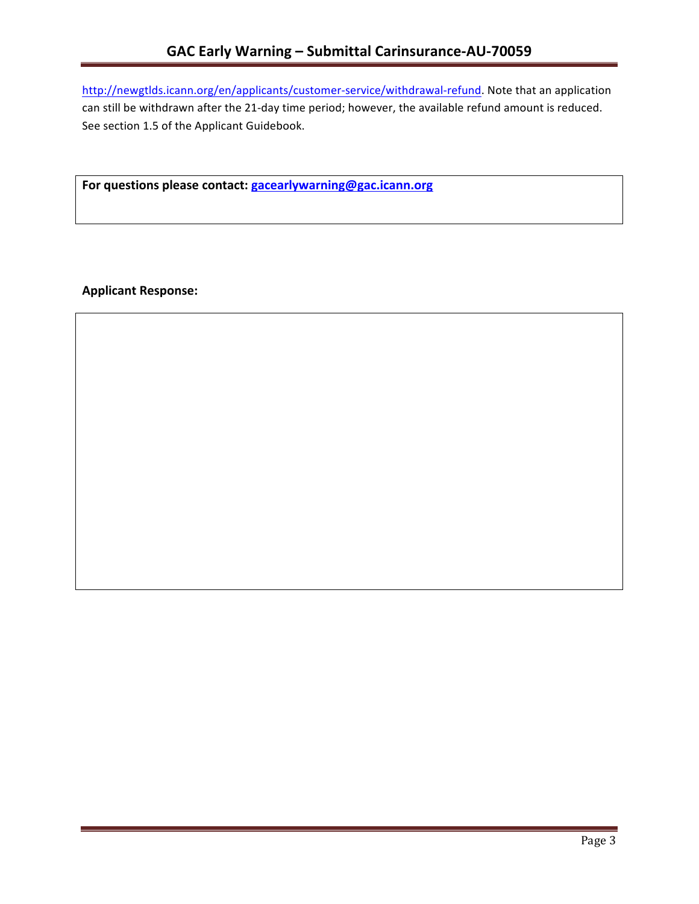http://newgtlds.icann.org/en/applicants/customer-service/withdrawal-refund. Note that an application can still be withdrawn after the 21-day time period; however, the available refund amount is reduced. See section 1.5 of the Applicant Guidebook.

**For questions please contact: gacearlywarning@gac.icann.org**

**Applicant Response:**